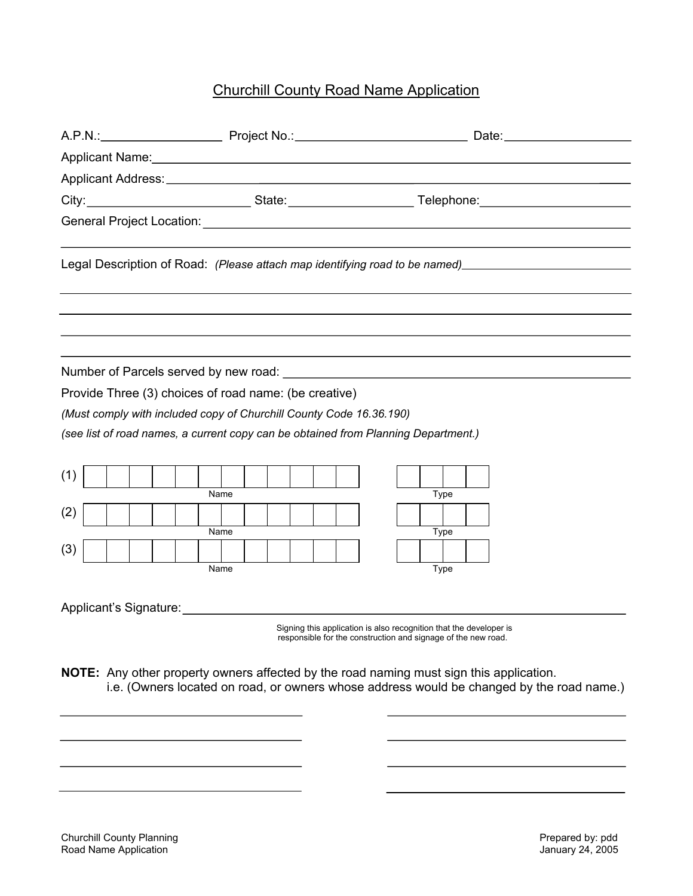# Churchill County Road Name Application

A.P.N.:__________________ Project No.:__________________________ Date:___________________

Applicant Name:_______________________________________________________________________

Applicant Address:_____________________________________________________________________

City:________________________ State:__________________ Telephone:______________________

General Project Location:_______________________________________________________________

______________________________________________________________________________________

Legal Description of Road: *(Please attach map identifying road to be named)*___________________________

______________________________________________________________________________________

______________________________________________________________________________________

______________________________________________________________________________________

______________________________________________________________________________________

Number of Parcels served by new road: ____________________________________________________

Provide Three (3) choices of road name: (be creative)

*(Must comply with included copy of Churchill County Code 16.36.190)*

*(see list of road names, a current copy can be obtained from Planning Department.)*

| | Name | Type |
|---|---|---|
| (1) | | |
| (2) | | |
| (3) | | |

Applicant's Signature:_________________________________________________________________

Signing this application is also recognition that the developer is responsible for the construction and signage of the new road.

**NOTE:** Any other property owners affected by the road naming must sign this application.
i.e. (Owners located on road, or owners whose address would be changed by the road name.)

___________________________________ ___________________________________

___________________________________ ___________________________________

___________________________________ ___________________________________

___________________________________ ___________________________________

Churchill County Planning
Road Name Application

Prepared by: pdd
January 24, 2005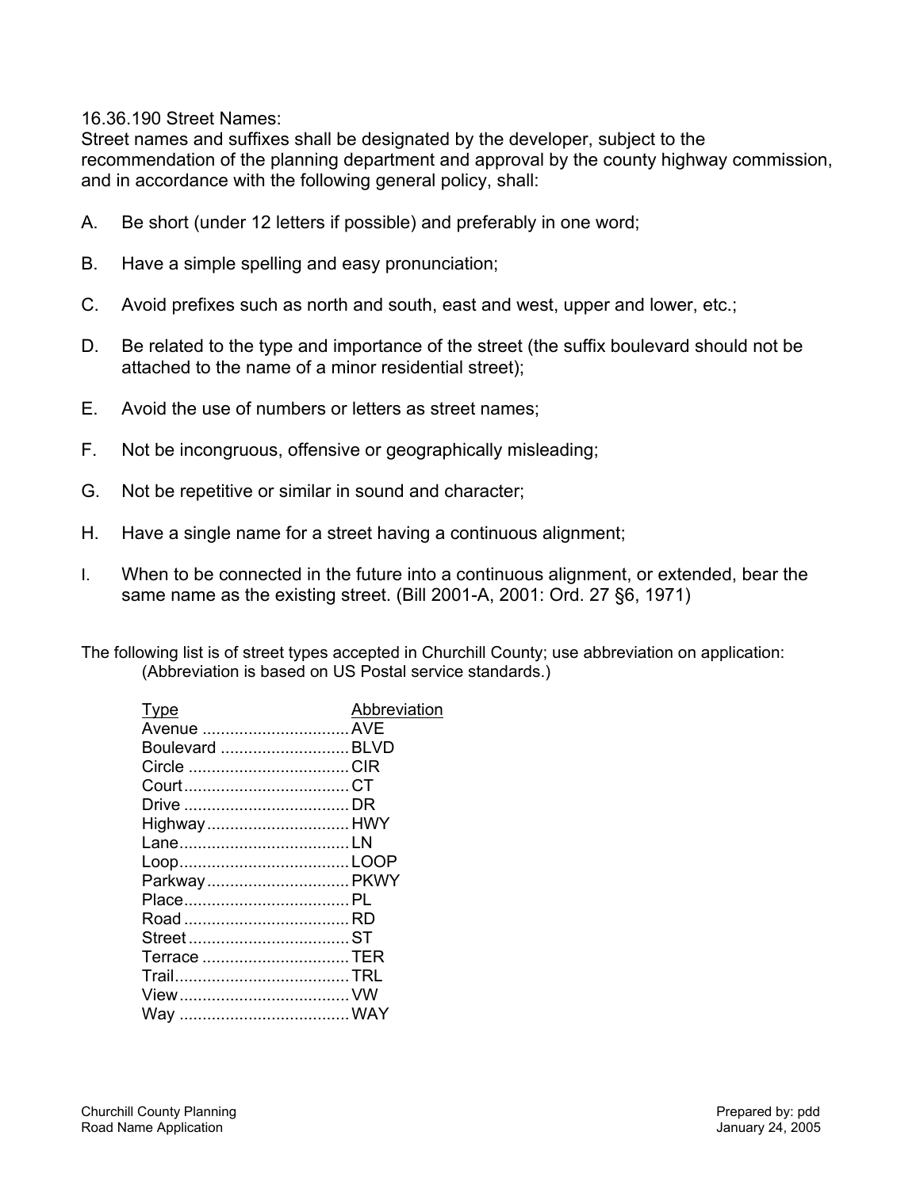16.36.190 Street Names:
Street names and suffixes shall be designated by the developer, subject to the recommendation of the planning department and approval by the county highway commission, and in accordance with the following general policy, shall:

A. Be short (under 12 letters if possible) and preferably in one word;

B. Have a simple spelling and easy pronunciation;

C. Avoid prefixes such as north and south, east and west, upper and lower, etc.;

D. Be related to the type and importance of the street (the suffix boulevard should not be attached to the name of a minor residential street);

E. Avoid the use of numbers or letters as street names;

F. Not be incongruous, offensive or geographically misleading;

G. Not be repetitive or similar in sound and character;

H. Have a single name for a street having a continuous alignment;

I. When to be connected in the future into a continuous alignment, or extended, bear the same name as the existing street. (Bill 2001-A, 2001: Ord. 27 §6, 1971)

The following list is of street types accepted in Churchill County; use abbreviation on application: (Abbreviation is based on US Postal service standards.)

| Type | Abbreviation |
|---|---|
| Avenue | AVE |
| Boulevard | BLVD |
| Circle | CIR |
| Court | CT |
| Drive | DR |
| Highway | HWY |
| Lane | LN |
| Loop | LOOP |
| Parkway | PKWY |
| Place | PL |
| Road | RD |
| Street | ST |
| Terrace | TER |
| Trail | TRL |
| View | VW |
| Way | WAY |

Churchill County Planning
Road Name Application

Prepared by: pdd
January 24, 2005